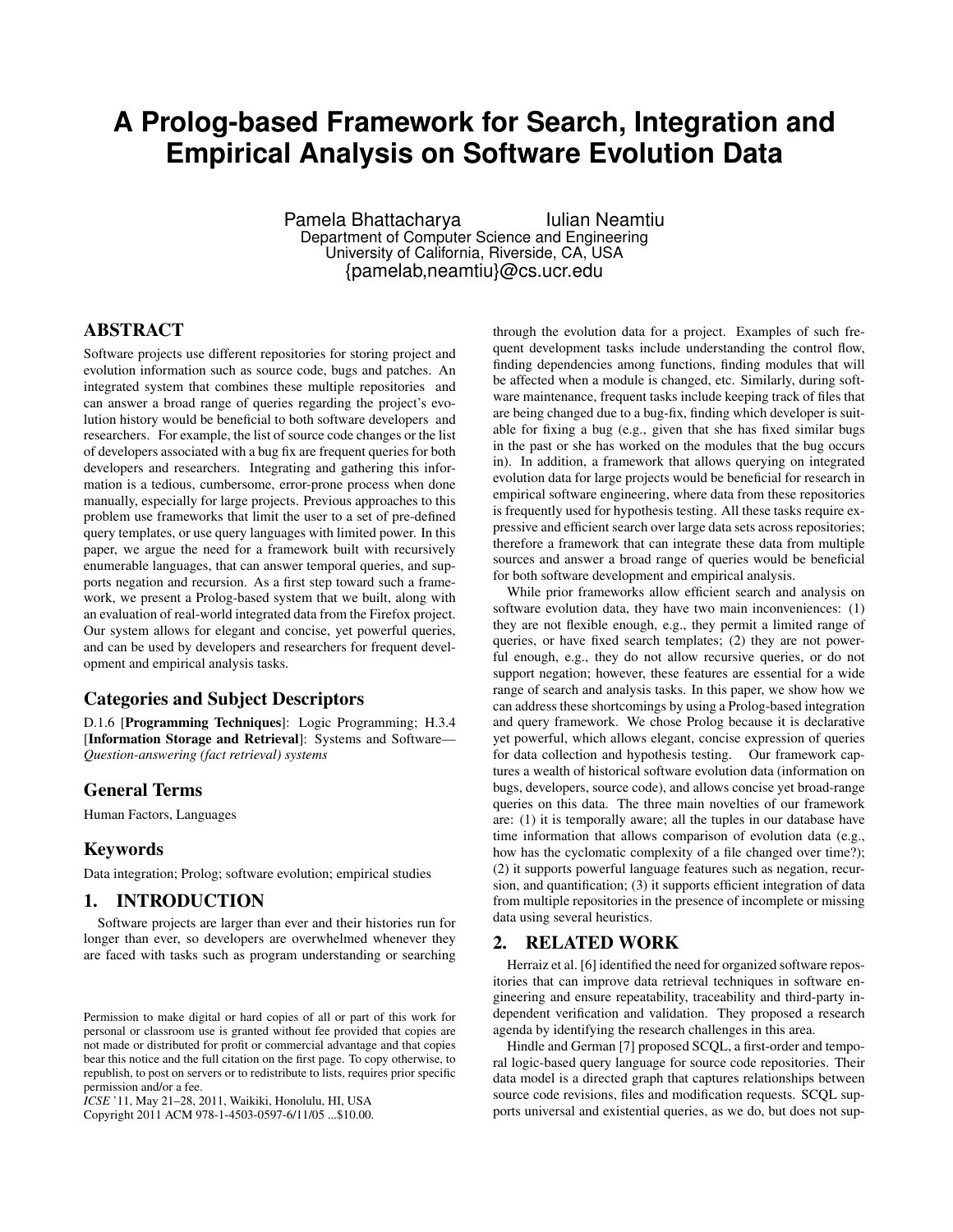# A Prolog-based Framework for Search, Integration and Empirical Analysis on Software Evolution Data

Pamela Bhattacharya    Iulian Neamtiu
Department of Computer Science and Engineering
University of California, Riverside, CA, USA
{pamelab,neamtiu}@cs.ucr.edu

## ABSTRACT

Software projects use different repositories for storing project and evolution information such as source code, bugs and patches. An integrated system that combines these multiple repositories and can answer a broad range of queries regarding the project's evolution history would be beneficial to both software developers and researchers. For example, the list of source code changes or the list of developers associated with a bug fix are frequent queries for both developers and researchers. Integrating and gathering this information is a tedious, cumbersome, error-prone process when done manually, especially for large projects. Previous approaches to this problem use frameworks that limit the user to a set of pre-defined query templates, or use query languages with limited power. In this paper, we argue the need for a framework built with recursively enumerable languages, that can answer temporal queries, and supports negation and recursion. As a first step toward such a framework, we present a Prolog-based system that we built, along with an evaluation of real-world integrated data from the Firefox project. Our system allows for elegant and concise, yet powerful queries, and can be used by developers and researchers for frequent development and empirical analysis tasks.

### Categories and Subject Descriptors

D.1.6 [**Programming Techniques**]: Logic Programming; H.3.4 [**Information Storage and Retrieval**]: Systems and Software—*Question-answering (fact retrieval) systems*

### General Terms

Human Factors, Languages

### Keywords

Data integration; Prolog; software evolution; empirical studies

## 1. INTRODUCTION

Software projects are larger than ever and their histories run for longer than ever, so developers are overwhelmed whenever they are faced with tasks such as program understanding or searching through the evolution data for a project. Examples of such frequent development tasks include understanding the control flow, finding dependencies among functions, finding modules that will be affected when a module is changed, etc. Similarly, during software maintenance, frequent tasks include keeping track of files that are being changed due to a bug-fix, finding which developer is suitable for fixing a bug (e.g., given that she has fixed similar bugs in the past or she has worked on the modules that the bug occurs in). In addition, a framework that allows querying on integrated evolution data for large projects would be beneficial for research in empirical software engineering, where data from these repositories is frequently used for hypothesis testing. All these tasks require expressive and efficient search over large data sets across repositories; therefore a framework that can integrate these data from multiple sources and answer a broad range of queries would be beneficial for both software development and empirical analysis.

While prior frameworks allow efficient search and analysis on software evolution data, they have two main inconveniences: (1) they are not flexible enough, e.g., they permit a limited range of queries, or have fixed search templates; (2) they are not powerful enough, e.g., they do not allow recursive queries, or do not support negation; however, these features are essential for a wide range of search and analysis tasks. In this paper, we show how we can address these shortcomings by using a Prolog-based integration and query framework. We chose Prolog because it is declarative yet powerful, which allows elegant, concise expression of queries for data collection and hypothesis testing. Our framework captures a wealth of historical software evolution data (information on bugs, developers, source code), and allows concise yet broad-range queries on this data. The three main novelties of our framework are: (1) it is temporally aware; all the tuples in our database have time information that allows comparison of evolution data (e.g., how has the cyclomatic complexity of a file changed over time?); (2) it supports powerful language features such as negation, recursion, and quantification; (3) it supports efficient integration of data from multiple repositories in the presence of incomplete or missing data using several heuristics.

## 2. RELATED WORK

Herraiz et al. [6] identified the need for organized software repositories that can improve data retrieval techniques in software engineering and ensure repeatability, traceability and third-party independent verification and validation. They proposed a research agenda by identifying the research challenges in this area.

Hindle and German [7] proposed SCQL, a first-order and temporal logic-based query language for source code repositories. Their data model is a directed graph that captures relationships between source code revisions, files and modification requests. SCQL supports universal and existential queries, as we do, but does not sup-

Permission to make digital or hard copies of all or part of this work for personal or classroom use is granted without fee provided that copies are not made or distributed for profit or commercial advantage and that copies bear this notice and the full citation on the first page. To copy otherwise, to republish, to post on servers or to redistribute to lists, requires prior specific permission and/or a fee.
*ICSE* '11, May 21–28, 2011, Waikiki, Honolulu, HI, USA
Copyright 2011 ACM 978-1-4503-0597-6/11/05 ...$10.00.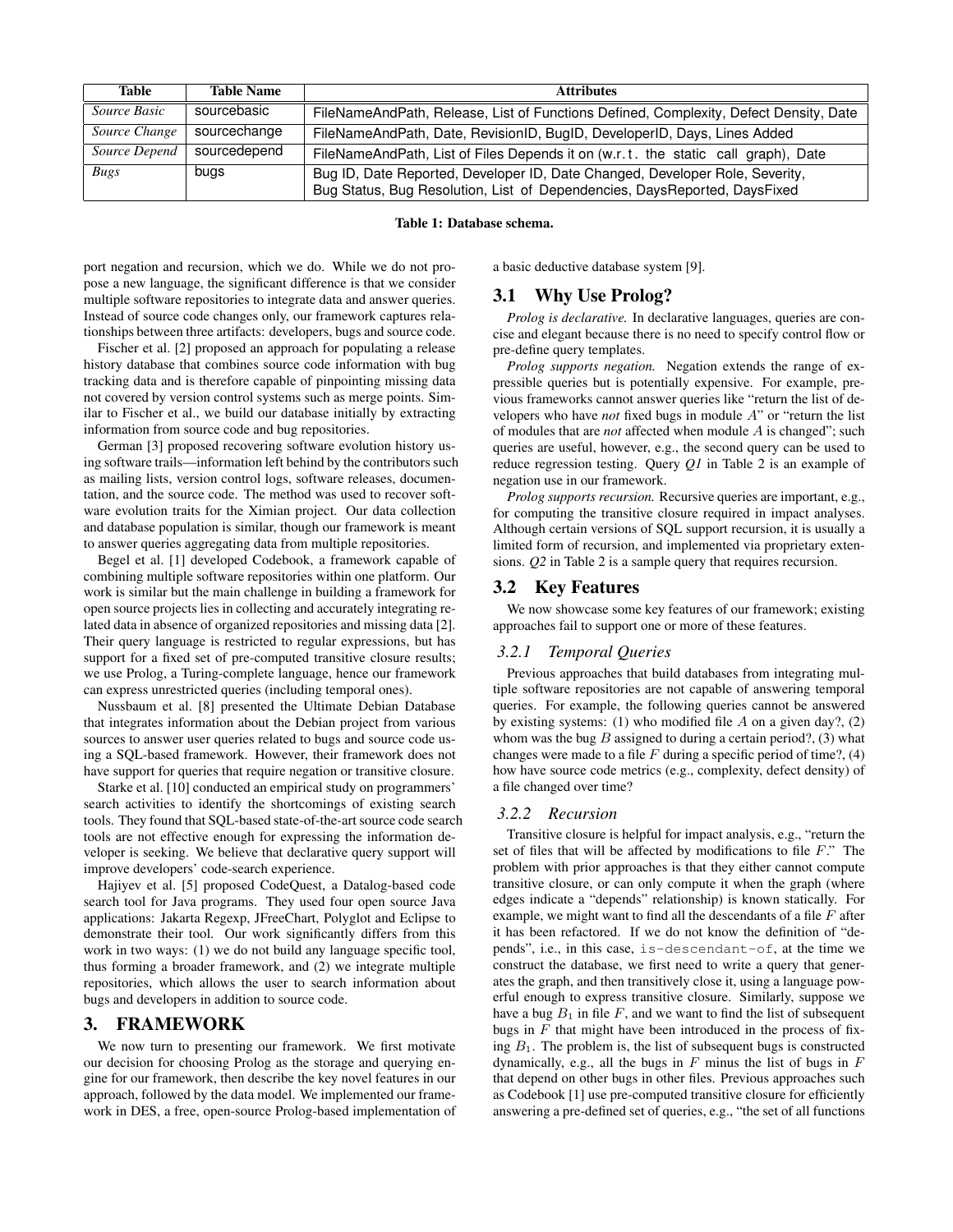| Table | Table Name | Attributes |
| --- | --- | --- |
| *Source Basic* | sourcebasic | FileNameAndPath, Release, List of Functions Defined, Complexity, Defect Density, Date |
| *Source Change* | sourcechange | FileNameAndPath, Date, RevisionID, BugID, DeveloperID, Days, Lines Added |
| *Source Depend* | sourcedepend | FileNameAndPath, List of Files Depends it on (w.r.t. the static call graph), Date |
| *Bugs* | bugs | Bug ID, Date Reported, Developer ID, Date Changed, Developer Role, Severity, Bug Status, Bug Resolution, List of Dependencies, DaysReported, DaysFixed |

**Table 1: Database schema.**

port negation and recursion, which we do. While we do not propose a new language, the significant difference is that we consider multiple software repositories to integrate data and answer queries. Instead of source code changes only, our framework captures relationships between three artifacts: developers, bugs and source code.

Fischer et al. [2] proposed an approach for populating a release history database that combines source code information with bug tracking data and is therefore capable of pinpointing missing data not covered by version control systems such as merge points. Similar to Fischer et al., we build our database initially by extracting information from source code and bug repositories.

German [3] proposed recovering software evolution history using software trails—information left behind by the contributors such as mailing lists, version control logs, software releases, documentation, and the source code. The method was used to recover software evolution traits for the Ximian project. Our data collection and database population is similar, though our framework is meant to answer queries aggregating data from multiple repositories.

Begel et al. [1] developed Codebook, a framework capable of combining multiple software repositories within one platform. Our work is similar but the main challenge in building a framework for open source projects lies in collecting and accurately integrating related data in absence of organized repositories and missing data [2]. Their query language is restricted to regular expressions, but has support for a fixed set of pre-computed transitive closure results; we use Prolog, a Turing-complete language, hence our framework can express unrestricted queries (including temporal ones).

Nussbaum et al. [8] presented the Ultimate Debian Database that integrates information about the Debian project from various sources to answer user queries related to bugs and source code using a SQL-based framework. However, their framework does not have support for queries that require negation or transitive closure.

Starke et al. [10] conducted an empirical study on programmers' search activities to identify the shortcomings of existing search tools. They found that SQL-based state-of-the-art source code search tools are not effective enough for expressing the information developer is seeking. We believe that declarative query support will improve developers' code-search experience.

Hajiyev et al. [5] proposed CodeQuest, a Datalog-based code search tool for Java programs. They used four open source Java applications: Jakarta Regexp, JFreeChart, Polyglot and Eclipse to demonstrate their tool. Our work significantly differs from this work in two ways: (1) we do not build any language specific tool, thus forming a broader framework, and (2) we integrate multiple repositories, which allows the user to search information about bugs and developers in addition to source code.

# 3. FRAMEWORK

We now turn to presenting our framework. We first motivate our decision for choosing Prolog as the storage and querying engine for our framework, then describe the key novel features in our approach, followed by the data model. We implemented our framework in DES, a free, open-source Prolog-based implementation of a basic deductive database system [9].

## 3.1 Why Use Prolog?

*Prolog is declarative.* In declarative languages, queries are concise and elegant because there is no need to specify control flow or pre-define query templates.

*Prolog supports negation.* Negation extends the range of expressible queries but is potentially expensive. For example, previous frameworks cannot answer queries like "return the list of developers who have *not* fixed bugs in module $A$" or "return the list of modules that are *not* affected when module $A$ is changed"; such queries are useful, however, e.g., the second query can be used to reduce regression testing. Query *Q1* in Table 2 is an example of negation use in our framework.

*Prolog supports recursion.* Recursive queries are important, e.g., for computing the transitive closure required in impact analyses. Although certain versions of SQL support recursion, it is usually a limited form of recursion, and implemented via proprietary extensions. *Q2* in Table 2 is a sample query that requires recursion.

## 3.2 Key Features

We now showcase some key features of our framework; existing approaches fail to support one or more of these features.

### 3.2.1 Temporal Queries

Previous approaches that build databases from integrating multiple software repositories are not capable of answering temporal queries. For example, the following queries cannot be answered by existing systems: (1) who modified file $A$ on a given day?, (2) whom was the bug $B$ assigned to during a certain period?, (3) what changes were made to a file $F$ during a specific period of time?, (4) how have source code metrics (e.g., complexity, defect density) of a file changed over time?

### 3.2.2 Recursion

Transitive closure is helpful for impact analysis, e.g., "return the set of files that will be affected by modifications to file $F$." The problem with prior approaches is that they either cannot compute transitive closure, or can only compute it when the graph (where edges indicate a "depends" relationship) is known statically. For example, we might want to find all the descendants of a file $F$ after it has been refactored. If we do not know the definition of "depends", i.e., in this case, `is-descendant-of`, at the time we construct the database, we first need to write a query that generates the graph, and then transitively close it, using a language powerful enough to express transitive closure. Similarly, suppose we have a bug $B_1$ in file $F$, and we want to find the list of subsequent bugs in $F$ that might have been introduced in the process of fixing $B_1$. The problem is, the list of subsequent bugs is constructed dynamically, e.g., all the bugs in $F$ minus the list of bugs in $F$ that depend on other bugs in other files. Previous approaches such as Codebook [1] use pre-computed transitive closure for efficiently answering a pre-defined set of queries, e.g., "the set of all functions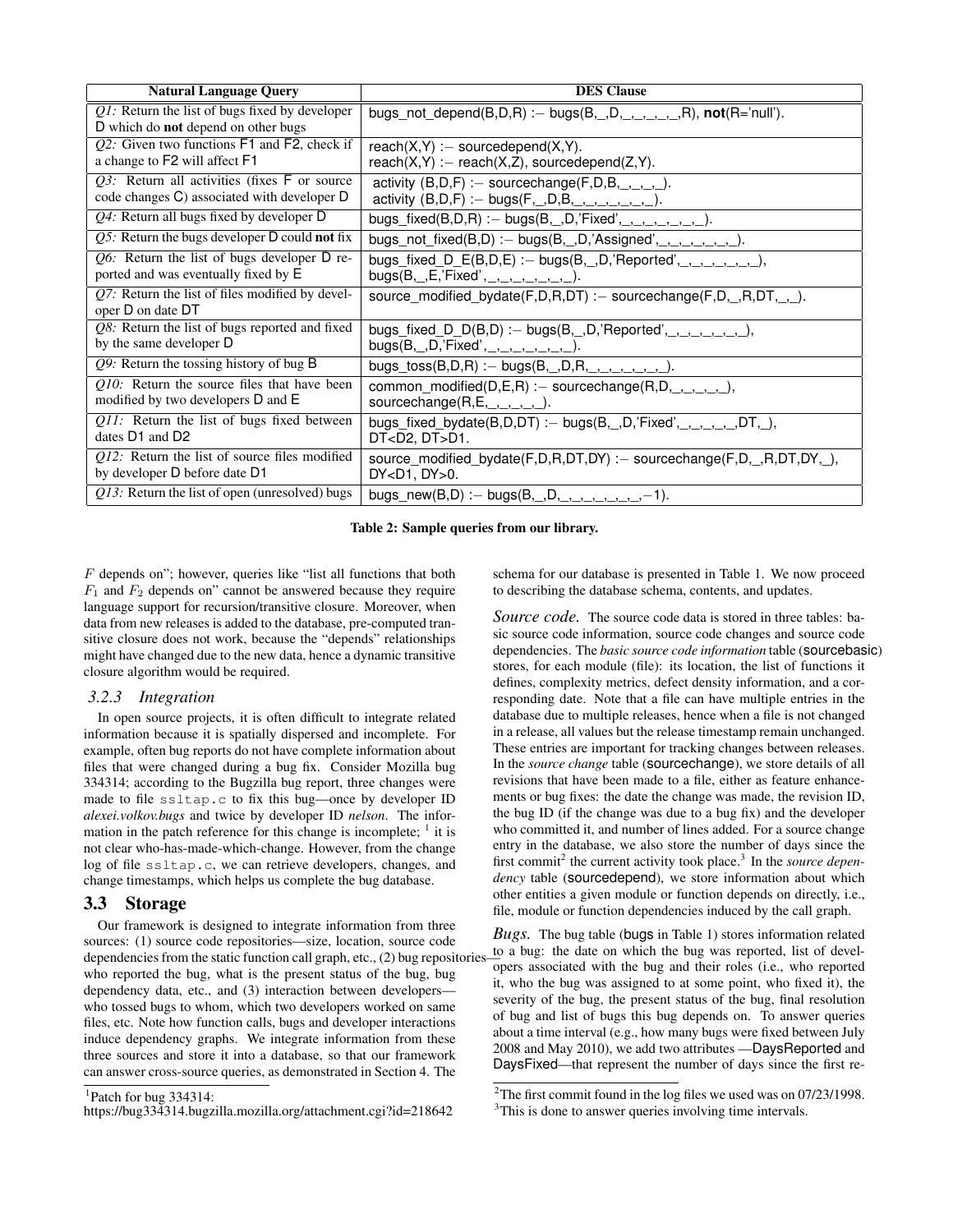| Natural Language Query | DES Clause |
|---|---|
| *Q1:* Return the list of bugs fixed by developer D which do **not** depend on other bugs | bugs_not_depend(B,D,R) :− bugs(B,_,D,_,_,_,_,_,R), **not**(R='null'). |
| *Q2:* Given two functions F1 and F2, check if a change to F2 will affect F1 | reach(X,Y) :− sourcedepend(X,Y). reach(X,Y) :− reach(X,Z), sourcedepend(Z,Y). |
| *Q3:* Return all activities (fixes F or source code changes C) associated with developer D | activity (B,D,F) :− sourcechange(F,D,B,_,_,_). activity (B,D,F) :− bugs(F,_,D,B,_,_,_,_,_,_). |
| *Q4:* Return all bugs fixed by developer D | bugs_fixed(B,D,R) :− bugs(B,_,D,'Fixed',_,_,_,_,_,_). |
| *Q5:* Return the bugs developer D could **not** fix | bugs_not_fixed(B,D) :− bugs(B,_,D,'Assigned',_,_,_,_,_,_). |
| *Q6:* Return the list of bugs developer D reported and was eventually fixed by E | bugs_fixed_D_E(B,D,E) :− bugs(B,_,D,'Reported',_,_,_,_,_,_), bugs(B,_,E,'Fixed',_,_,_,_,_,_). |
| *Q7:* Return the list of files modified by developer D on date DT | source_modified_bydate(F,D,R,DT) :− sourcechange(F,D,_,R,DT,_,_). |
| *Q8:* Return the list of bugs reported and fixed by the same developer D | bugs_fixed_D_D(B,D) :− bugs(B,_,D,'Reported',_,_,_,_,_,_), bugs(B,_,D,'Fixed',_,_,_,_,_,_). |
| *Q9:* Return the tossing history of bug B | bugs_toss(B,D,R) :− bugs(B,_,D,R,_,_,_,_,_,_). |
| *Q10:* Return the source files that have been modified by two developers D and E | common_modified(D,E,R) :− sourcechange(R,D,_,_,_,_,_), sourcechange(R,E,_,_,_,_,_). |
| *Q11:* Return the list of bugs fixed between dates D1 and D2 | bugs_fixed_bydate(B,D,DT) :− bugs(B,_,D,'Fixed',_,_,_,_,DT,_), DT<D2, DT>D1. |
| *Q12:* Return the list of source files modified by developer D before date D1 | source_modified_bydate(F,D,R,DT,DY) :− sourcechange(F,D,_,R,DT,DY,_), DY<D1, DY>0. |
| *Q13:* Return the list of open (unresolved) bugs | bugs_new(B,D) :− bugs(B,_,D,_,_,_,_,_,_,_,−1). |

**Table 2: Sample queries from our library.**

$F$ depends on"; however, queries like "list all functions that both $F_1$ and $F_2$ depends on" cannot be answered because they require language support for recursion/transitive closure. Moreover, when data from new releases is added to the database, pre-computed transitive closure does not work, because the "depends" relationships might have changed due to the new data, hence a dynamic transitive closure algorithm would be required.

### 3.2.3 Integration

In open source projects, it is often difficult to integrate related information because it is spatially dispersed and incomplete. For example, often bug reports do not have complete information about files that were changed during a bug fix. Consider Mozilla bug 334314; according to the Bugzilla bug report, three changes were made to file `ssltap.c` to fix this bug—once by developer ID *alexei.volkov.bugs* and twice by developer ID *nelson*. The information in the patch reference for this change is incomplete; [1] it is not clear who-has-made-which-change. However, from the change log of file `ssltap.c`, we can retrieve developers, changes, and change timestamps, which helps us complete the bug database.

## 3.3 Storage

Our framework is designed to integrate information from three sources: (1) source code repositories—size, location, source code dependencies from the static function call graph, etc., (2) bug repositories—who reported the bug, what is the present status of the bug, bug dependency data, etc., and (3) interaction between developers—who tossed bugs to whom, which two developers worked on same files, etc. Note how function calls, bugs and developer interactions induce dependency graphs. We integrate information from these three sources and store it into a database, so that our framework can answer cross-source queries, as demonstrated in Section 4. The schema for our database is presented in Table 1. We now proceed to describing the database schema, contents, and updates.

*Source code.* The source code data is stored in three tables: basic source code information, source code changes and source code dependencies. The *basic source code information* table (sourcebasic) stores, for each module (file): its location, the list of functions it defines, complexity metrics, defect density information, and a corresponding date. Note that a file can have multiple entries in the database due to multiple releases, hence when a file is not changed in a release, all values but the release timestamp remain unchanged. These entries are important for tracking changes between releases. In the *source change* table (sourcechange), we store details of all revisions that have been made to a file, either as feature enhancements or bug fixes: the date the change was made, the revision ID, the bug ID (if the change was due to a bug fix) and the developer who committed it, and number of lines added. For a source change entry in the database, we also store the number of days since the first commit[2] the current activity took place.[3] In the *source dependency* table (sourcedepend), we store information about which other entities a given module or function depends on directly, i.e., file, module or function dependencies induced by the call graph.

*Bugs.* The bug table (bugs in Table 1) stores information related to a bug: the date on which the bug was reported, list of developers associated with the bug and their roles (i.e., who reported it, who the bug was assigned to at some point, who fixed it), the severity of the bug, the present status of the bug, final resolution of bug and list of bugs this bug depends on. To answer queries about a time interval (e.g., how many bugs were fixed between July 2008 and May 2010), we add two attributes —DaysReported and DaysFixed—that represent the number of days since the first re-

[1] Patch for bug 334314: https://bug334314.bugzilla.mozilla.org/attachment.cgi?id=218642

[2] The first commit found in the log files we used was on 07/23/1998.

[3] This is done to answer queries involving time intervals.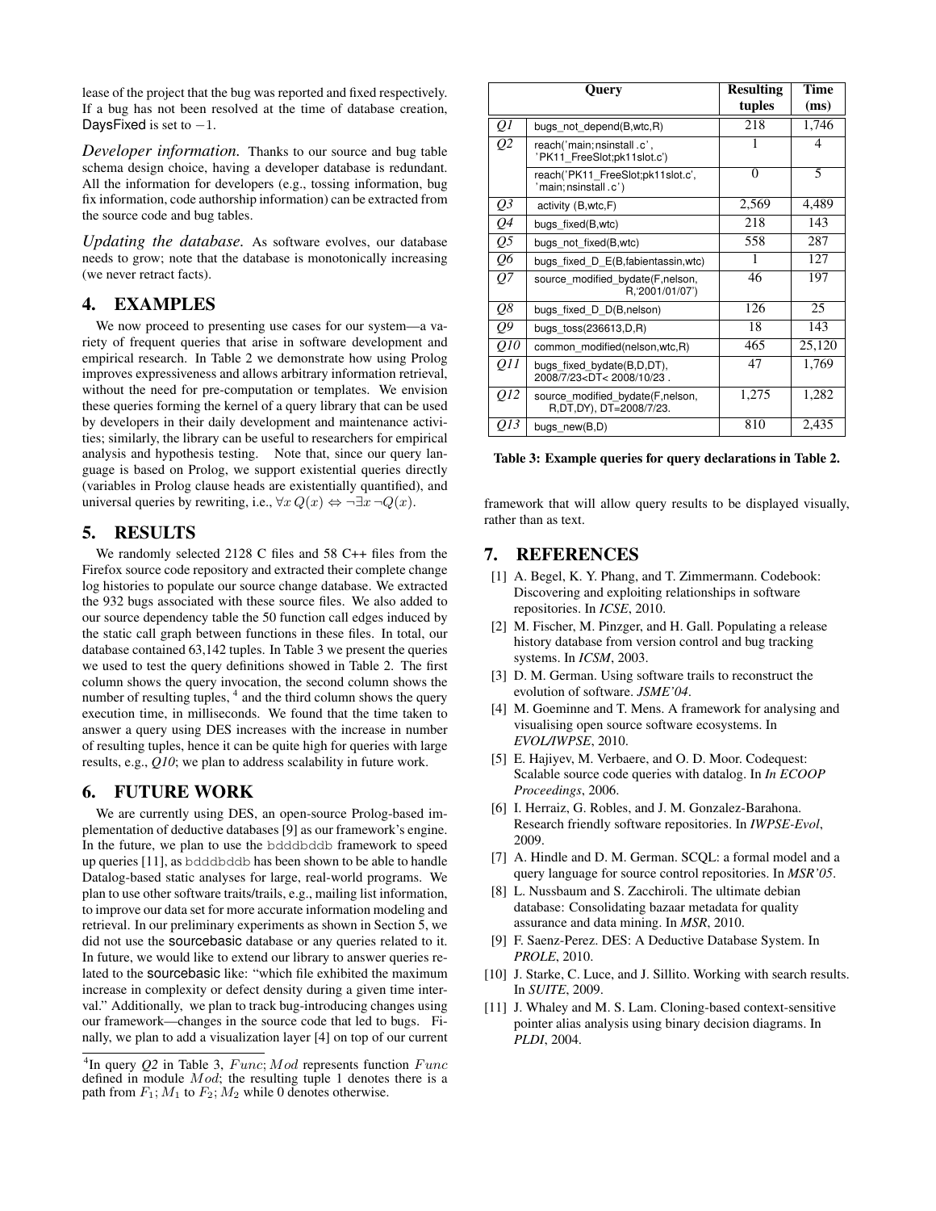lease of the project that the bug was reported and fixed respectively. If a bug has not been resolved at the time of database creation, DaysFixed is set to $-1$.

*Developer information.* Thanks to our source and bug table schema design choice, having a developer database is redundant. All the information for developers (e.g., tossing information, bug fix information, code authorship information) can be extracted from the source code and bug tables.

*Updating the database.* As software evolves, our database needs to grow; note that the database is monotonically increasing (we never retract facts).

## 4. EXAMPLES

We now proceed to presenting use cases for our system—a variety of frequent queries that arise in software development and empirical research. In Table 2 we demonstrate how using Prolog improves expressiveness and allows arbitrary information retrieval, without the need for pre-computation or templates. We envision these queries forming the kernel of a query library that can be used by developers in their daily development and maintenance activities; similarly, the library can be useful to researchers for empirical analysis and hypothesis testing. Note that, since our query language is based on Prolog, we support existential queries directly (variables in Prolog clause heads are existentially quantified), and universal queries by rewriting, i.e., $\forall x\, Q(x) \Leftrightarrow \neg\exists x\, \neg Q(x)$.

## 5. RESULTS

We randomly selected 2128 C files and 58 C++ files from the Firefox source code repository and extracted their complete change log histories to populate our source change database. We extracted the 932 bugs associated with these source files. We also added to our source dependency table the 50 function call edges induced by the static call graph between functions in these files. In total, our database contained 63,142 tuples. In Table 3 we present the queries we used to test the query definitions showed in Table 2. The first column shows the query invocation, the second column shows the number of resulting tuples, [4] and the third column shows the query execution time, in milliseconds. We found that the time taken to answer a query using DES increases with the increase in number of resulting tuples, hence it can be quite high for queries with large results, e.g., *Q10*; we plan to address scalability in future work.

## 6. FUTURE WORK

We are currently using DES, an open-source Prolog-based implementation of deductive databases [9] as our framework's engine. In the future, we plan to use the bddbddb framework to speed up queries [11], as bddbddb has been shown to be able to handle Datalog-based static analyses for large, real-world programs. We plan to use other software traits/trails, e.g., mailing list information, to improve our data set for more accurate information modeling and retrieval. In our preliminary experiments as shown in Section 5, we did not use the sourcebasic database or any queries related to it. In future, we would like to extend our library to answer queries related to the sourcebasic like: "which file exhibited the maximum increase in complexity or defect density during a given time interval." Additionally, we plan to track bug-introducing changes using our framework—changes in the source code that led to bugs. Finally, we plan to add a visualization layer [4] on top of our current framework that will allow query results to be displayed visually, rather than as text.

[4] In query *Q2* in Table 3, $Func;Mod$ represents function $Func$ defined in module $Mod$; the resulting tuple 1 denotes there is a path from $F_1;M_1$ to $F_2;M_2$ while 0 denotes otherwise.

| | Query | Resulting tuples | Time (ms) |
|---|---|---|---|
| *Q1* | bugs_not_depend(B,wtc,R) | 218 | 1,746 |
| *Q2* | reach('main;nsinstall.c', 'PK11_FreeSlot;pk11slot.c') | 1 | 4 |
| | reach('PK11_FreeSlot;pk11slot.c', 'main;nsinstall.c') | 0 | 5 |
| *Q3* | activity (B,wtc,F) | 2,569 | 4,489 |
| *Q4* | bugs_fixed(B,wtc) | 218 | 143 |
| *Q5* | bugs_not_fixed(B,wtc) | 558 | 287 |
| *Q6* | bugs_fixed_D_E(B,fabientassin,wtc) | 1 | 127 |
| *Q7* | source_modified_bydate(F,nelson, R,'2001/01/07') | 46 | 197 |
| *Q8* | bugs_fixed_D_D(B,nelson) | 126 | 25 |
| *Q9* | bugs_toss(236613,D,R) | 18 | 143 |
| *Q10* | common_modified(nelson,wtc,R) | 465 | 25,120 |
| *Q11* | bugs_fixed_bydate(B,D,DT), 2008/7/23<DT< 2008/10/23 . | 47 | 1,769 |
| *Q12* | source_modified_bydate(F,nelson, R,DT,DY), DT=2008/7/23. | 1,275 | 1,282 |
| *Q13* | bugs_new(B,D) | 810 | 2,435 |

**Table 3: Example queries for query declarations in Table 2.**

## 7. REFERENCES

[1] A. Begel, K. Y. Phang, and T. Zimmermann. Codebook: Discovering and exploiting relationships in software repositories. In *ICSE*, 2010.

[2] M. Fischer, M. Pinzger, and H. Gall. Populating a release history database from version control and bug tracking systems. In *ICSM*, 2003.

[3] D. M. German. Using software trails to reconstruct the evolution of software. *JSME'04*.

[4] M. Goeminne and T. Mens. A framework for analysing and visualising open source software ecosystems. In *EVOL/IWPSE*, 2010.

[5] E. Hajiyev, M. Verbaere, and O. D. Moor. Codequest: Scalable source code queries with datalog. In *In ECOOP Proceedings*, 2006.

[6] I. Herraiz, G. Robles, and J. M. Gonzalez-Barahona. Research friendly software repositories. In *IWPSE-Evol*, 2009.

[7] A. Hindle and D. M. German. SCQL: a formal model and a query language for source control repositories. In *MSR'05*.

[8] L. Nussbaum and S. Zacchiroli. The ultimate debian database: Consolidating bazaar metadata for quality assurance and data mining. In *MSR*, 2010.

[9] F. Saenz-Perez. DES: A Deductive Database System. In *PROLE*, 2010.

[10] J. Starke, C. Luce, and J. Sillito. Working with search results. In *SUITE*, 2009.

[11] J. Whaley and M. S. Lam. Cloning-based context-sensitive pointer alias analysis using binary decision diagrams. In *PLDI*, 2004.